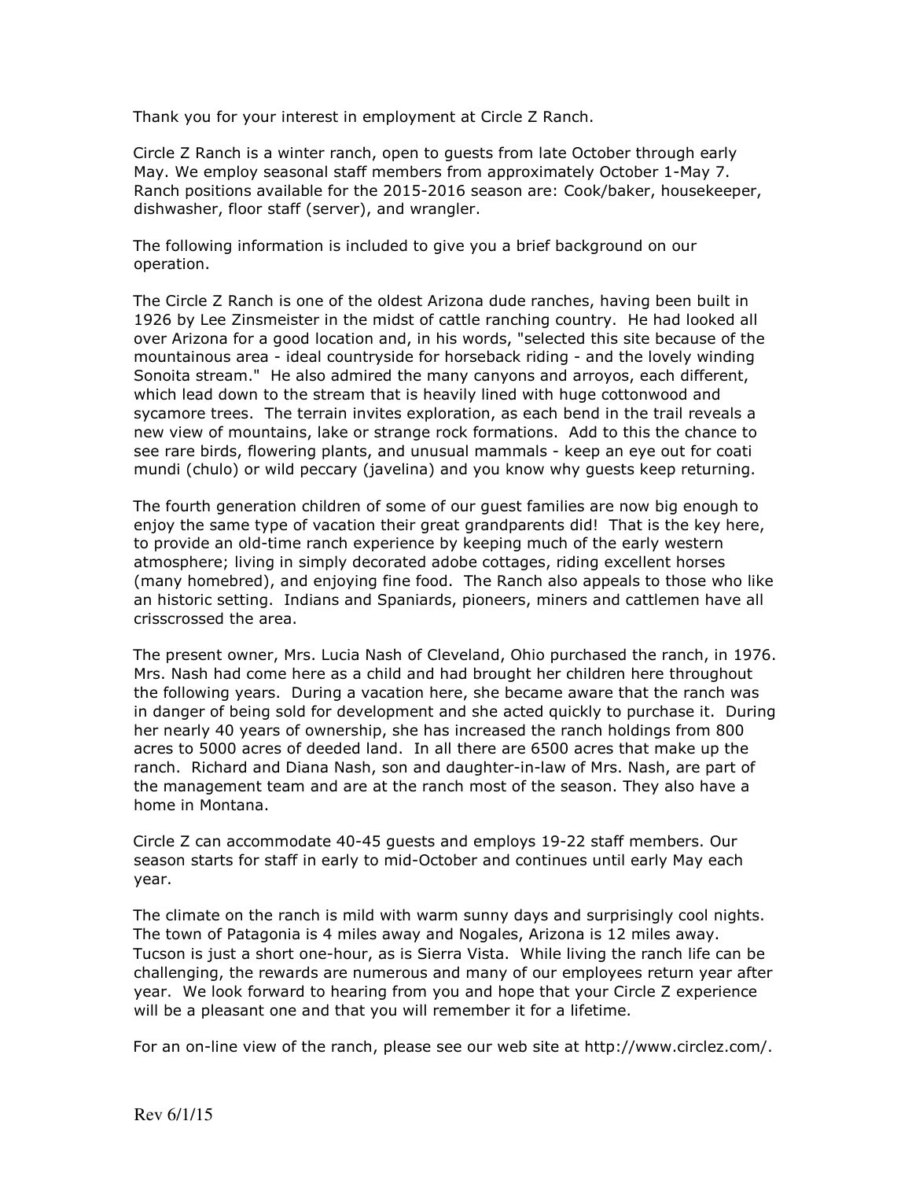Thank you for your interest in employment at Circle Z Ranch.

Circle Z Ranch is a winter ranch, open to guests from late October through early May. We employ seasonal staff members from approximately October 1-May 7. Ranch positions available for the 2015-2016 season are: Cook/baker, housekeeper, dishwasher, floor staff (server), and wrangler.

The following information is included to give you a brief background on our operation.

The Circle Z Ranch is one of the oldest Arizona dude ranches, having been built in 1926 by Lee Zinsmeister in the midst of cattle ranching country. He had looked all over Arizona for a good location and, in his words, "selected this site because of the mountainous area - ideal countryside for horseback riding - and the lovely winding Sonoita stream." He also admired the many canyons and arroyos, each different, which lead down to the stream that is heavily lined with huge cottonwood and sycamore trees. The terrain invites exploration, as each bend in the trail reveals a new view of mountains, lake or strange rock formations. Add to this the chance to see rare birds, flowering plants, and unusual mammals - keep an eye out for coati mundi (chulo) or wild peccary (javelina) and you know why guests keep returning.

The fourth generation children of some of our guest families are now big enough to enjoy the same type of vacation their great grandparents did! That is the key here, to provide an old-time ranch experience by keeping much of the early western atmosphere; living in simply decorated adobe cottages, riding excellent horses (many homebred), and enjoying fine food. The Ranch also appeals to those who like an historic setting. Indians and Spaniards, pioneers, miners and cattlemen have all crisscrossed the area.

The present owner, Mrs. Lucia Nash of Cleveland, Ohio purchased the ranch, in 1976. Mrs. Nash had come here as a child and had brought her children here throughout the following years. During a vacation here, she became aware that the ranch was in danger of being sold for development and she acted quickly to purchase it. During her nearly 40 years of ownership, she has increased the ranch holdings from 800 acres to 5000 acres of deeded land. In all there are 6500 acres that make up the ranch. Richard and Diana Nash, son and daughter-in-law of Mrs. Nash, are part of the management team and are at the ranch most of the season. They also have a home in Montana.

Circle Z can accommodate 40-45 guests and employs 19-22 staff members. Our season starts for staff in early to mid-October and continues until early May each year.

The climate on the ranch is mild with warm sunny days and surprisingly cool nights. The town of Patagonia is 4 miles away and Nogales, Arizona is 12 miles away. Tucson is just a short one-hour, as is Sierra Vista. While living the ranch life can be challenging, the rewards are numerous and many of our employees return year after year. We look forward to hearing from you and hope that your Circle Z experience will be a pleasant one and that you will remember it for a lifetime.

For an on-line view of the ranch, please see our web site at http://www.circlez.com/.

Rev 6/1/15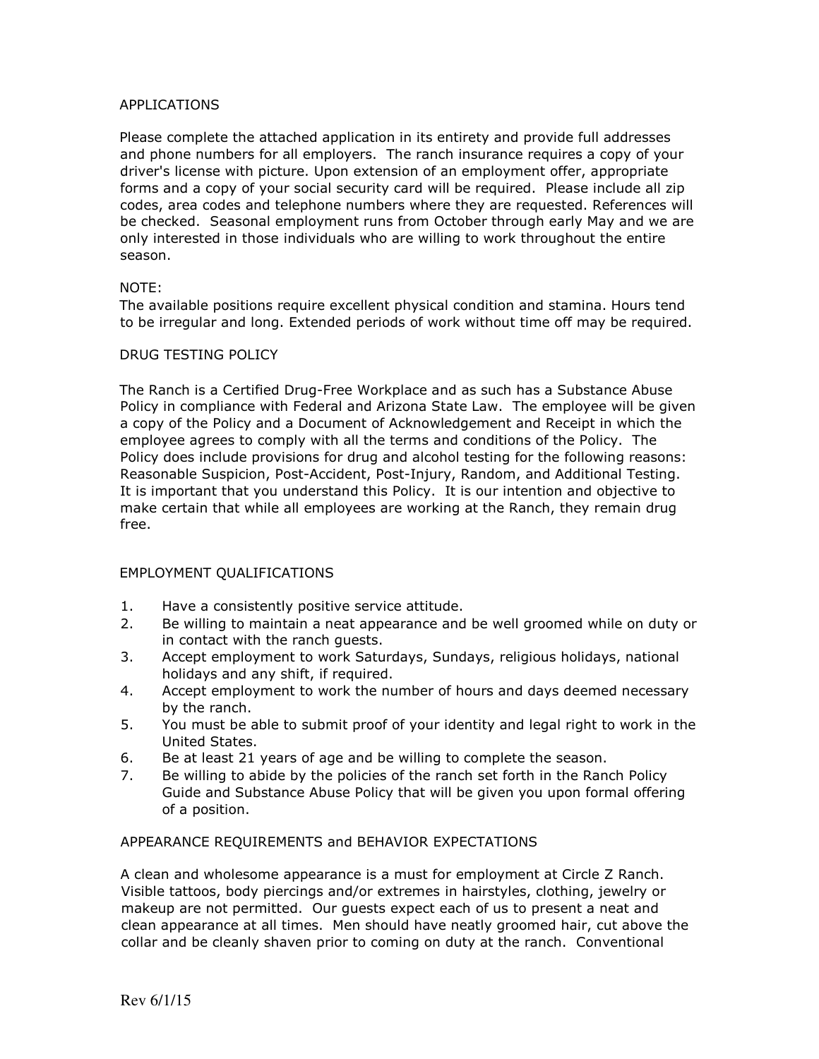## APPLICATIONS

Please complete the attached application in its entirety and provide full addresses and phone numbers for all employers. The ranch insurance requires a copy of your driver's license with picture. Upon extension of an employment offer, appropriate forms and a copy of your social security card will be required. Please include all zip codes, area codes and telephone numbers where they are requested. References will be checked. Seasonal employment runs from October through early May and we are only interested in those individuals who are willing to work throughout the entire season.

NOTE:
The available positions require excellent physical condition and stamina. Hours tend to be irregular and long. Extended periods of work without time off may be required.

## DRUG TESTING POLICY

The Ranch is a Certified Drug-Free Workplace and as such has a Substance Abuse Policy in compliance with Federal and Arizona State Law. The employee will be given a copy of the Policy and a Document of Acknowledgement and Receipt in which the employee agrees to comply with all the terms and conditions of the Policy. The Policy does include provisions for drug and alcohol testing for the following reasons: Reasonable Suspicion, Post-Accident, Post-Injury, Random, and Additional Testing. It is important that you understand this Policy. It is our intention and objective to make certain that while all employees are working at the Ranch, they remain drug free.

## EMPLOYMENT QUALIFICATIONS

1. Have a consistently positive service attitude.
2. Be willing to maintain a neat appearance and be well groomed while on duty or in contact with the ranch guests.
3. Accept employment to work Saturdays, Sundays, religious holidays, national holidays and any shift, if required.
4. Accept employment to work the number of hours and days deemed necessary by the ranch.
5. You must be able to submit proof of your identity and legal right to work in the United States.
6. Be at least 21 years of age and be willing to complete the season.
7. Be willing to abide by the policies of the ranch set forth in the Ranch Policy Guide and Substance Abuse Policy that will be given you upon formal offering of a position.

## APPEARANCE REQUIREMENTS and BEHAVIOR EXPECTATIONS

A clean and wholesome appearance is a must for employment at Circle Z Ranch. Visible tattoos, body piercings and/or extremes in hairstyles, clothing, jewelry or makeup are not permitted. Our guests expect each of us to present a neat and clean appearance at all times. Men should have neatly groomed hair, cut above the collar and be cleanly shaven prior to coming on duty at the ranch. Conventional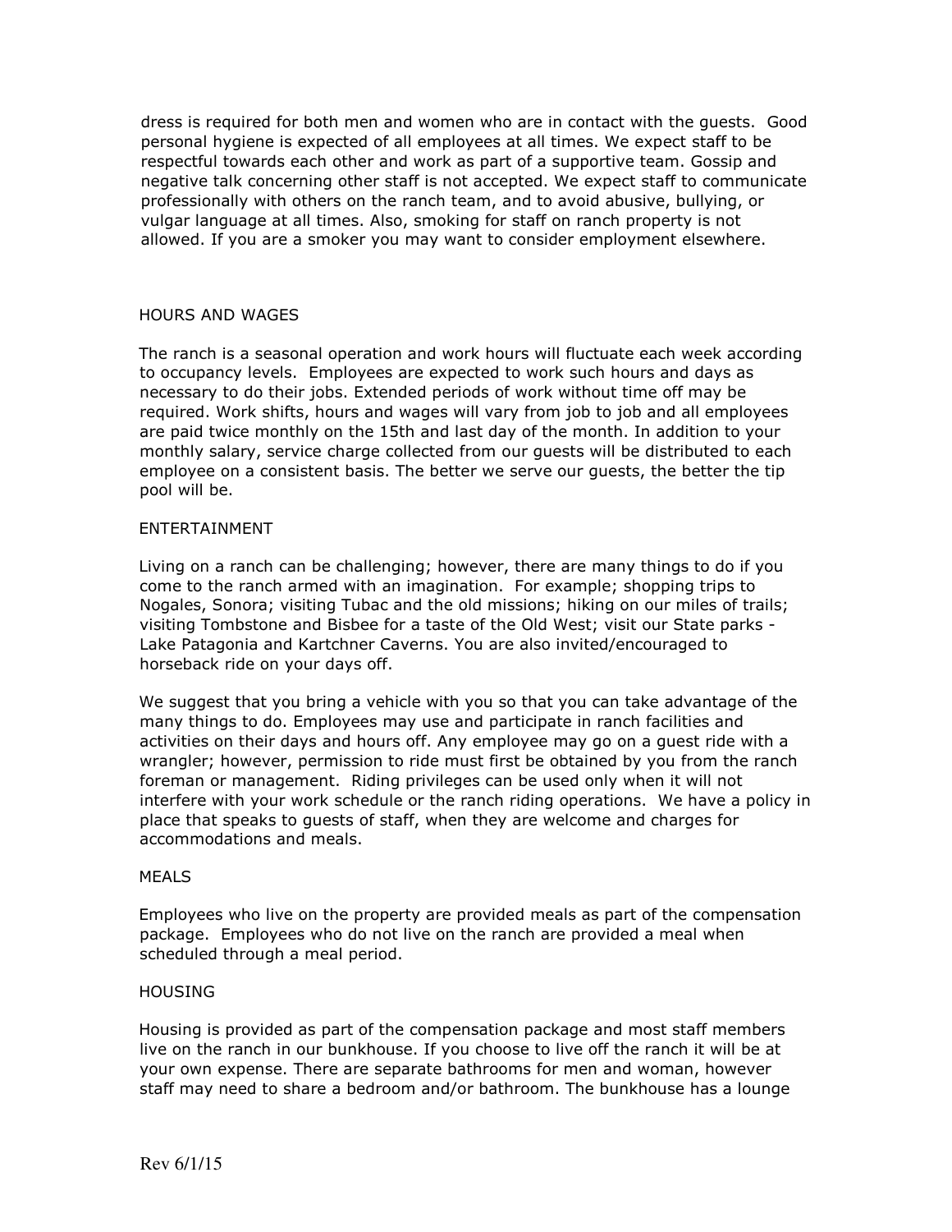dress is required for both men and women who are in contact with the guests. Good personal hygiene is expected of all employees at all times. We expect staff to be respectful towards each other and work as part of a supportive team. Gossip and negative talk concerning other staff is not accepted. We expect staff to communicate professionally with others on the ranch team, and to avoid abusive, bullying, or vulgar language at all times. Also, smoking for staff on ranch property is not allowed. If you are a smoker you may want to consider employment elsewhere.

## HOURS AND WAGES

The ranch is a seasonal operation and work hours will fluctuate each week according to occupancy levels. Employees are expected to work such hours and days as necessary to do their jobs. Extended periods of work without time off may be required. Work shifts, hours and wages will vary from job to job and all employees are paid twice monthly on the 15th and last day of the month. In addition to your monthly salary, service charge collected from our guests will be distributed to each employee on a consistent basis. The better we serve our guests, the better the tip pool will be.

## ENTERTAINMENT

Living on a ranch can be challenging; however, there are many things to do if you come to the ranch armed with an imagination. For example; shopping trips to Nogales, Sonora; visiting Tubac and the old missions; hiking on our miles of trails; visiting Tombstone and Bisbee for a taste of the Old West; visit our State parks - Lake Patagonia and Kartchner Caverns. You are also invited/encouraged to horseback ride on your days off.

We suggest that you bring a vehicle with you so that you can take advantage of the many things to do. Employees may use and participate in ranch facilities and activities on their days and hours off. Any employee may go on a guest ride with a wrangler; however, permission to ride must first be obtained by you from the ranch foreman or management. Riding privileges can be used only when it will not interfere with your work schedule or the ranch riding operations. We have a policy in place that speaks to guests of staff, when they are welcome and charges for accommodations and meals.

## MEALS

Employees who live on the property are provided meals as part of the compensation package. Employees who do not live on the ranch are provided a meal when scheduled through a meal period.

## HOUSING

Housing is provided as part of the compensation package and most staff members live on the ranch in our bunkhouse. If you choose to live off the ranch it will be at your own expense. There are separate bathrooms for men and woman, however staff may need to share a bedroom and/or bathroom. The bunkhouse has a lounge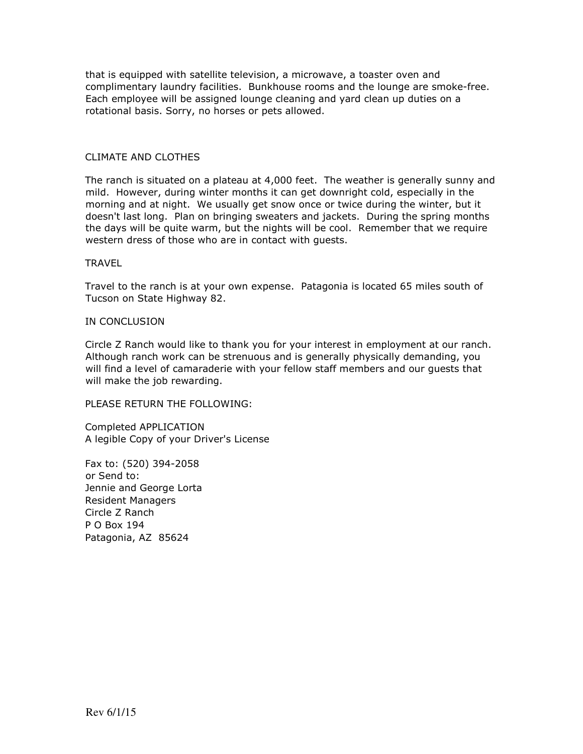that is equipped with satellite television, a microwave, a toaster oven and complimentary laundry facilities. Bunkhouse rooms and the lounge are smoke-free. Each employee will be assigned lounge cleaning and yard clean up duties on a rotational basis. Sorry, no horses or pets allowed.

## CLIMATE AND CLOTHES

The ranch is situated on a plateau at 4,000 feet. The weather is generally sunny and mild. However, during winter months it can get downright cold, especially in the morning and at night. We usually get snow once or twice during the winter, but it doesn't last long. Plan on bringing sweaters and jackets. During the spring months the days will be quite warm, but the nights will be cool. Remember that we require western dress of those who are in contact with guests.

## TRAVEL

Travel to the ranch is at your own expense. Patagonia is located 65 miles south of Tucson on State Highway 82.

## IN CONCLUSION

Circle Z Ranch would like to thank you for your interest in employment at our ranch. Although ranch work can be strenuous and is generally physically demanding, you will find a level of camaraderie with your fellow staff members and our guests that will make the job rewarding.

PLEASE RETURN THE FOLLOWING:

Completed APPLICATION
A legible Copy of your Driver's License

Fax to: (520) 394-2058
or Send to:
Jennie and George Lorta
Resident Managers
Circle Z Ranch
P O Box 194
Patagonia, AZ 85624

Rev 6/1/15